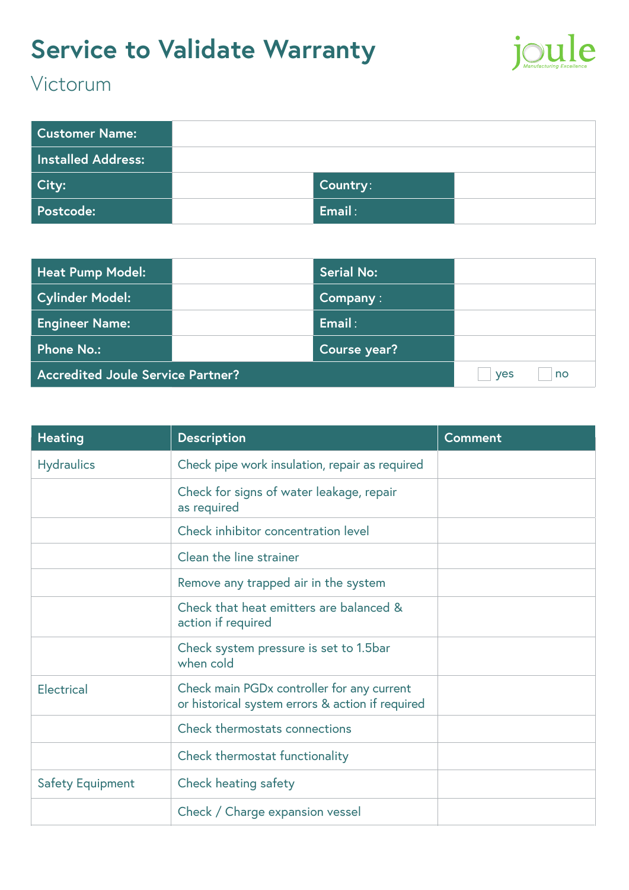# Service to Validate Warranty

## Victorum

joule
*Manufacturing Excellence*

| Customer Name: | | | |
|---|---|---|---|
| Installed Address: | | | |
| City: | | Country: | |
| Postcode: | | Email: | |

| Heat Pump Model: | | Serial No: | |
|---|---|---|---|
| Cylinder Model: | | Company: | |
| Engineer Name: | | Email: | |
| Phone No.: | | Course year? | |
| Accredited Joule Service Partner? | | | ☐ yes ☐ no |

| Heating | Description | Comment |
|---|---|---|
| Hydraulics | Check pipe work insulation, repair as required | |
| | Check for signs of water leakage, repair as required | |
| | Check inhibitor concentration level | |
| | Clean the line strainer | |
| | Remove any trapped air in the system | |
| | Check that heat emitters are balanced & action if required | |
| | Check system pressure is set to 1.5bar when cold | |
| Electrical | Check main PGDx controller for any current or historical system errors & action if required | |
| | Check thermostats connections | |
| | Check thermostat functionality | |
| Safety Equipment | Check heating safety | |
| | Check / Charge expansion vessel | |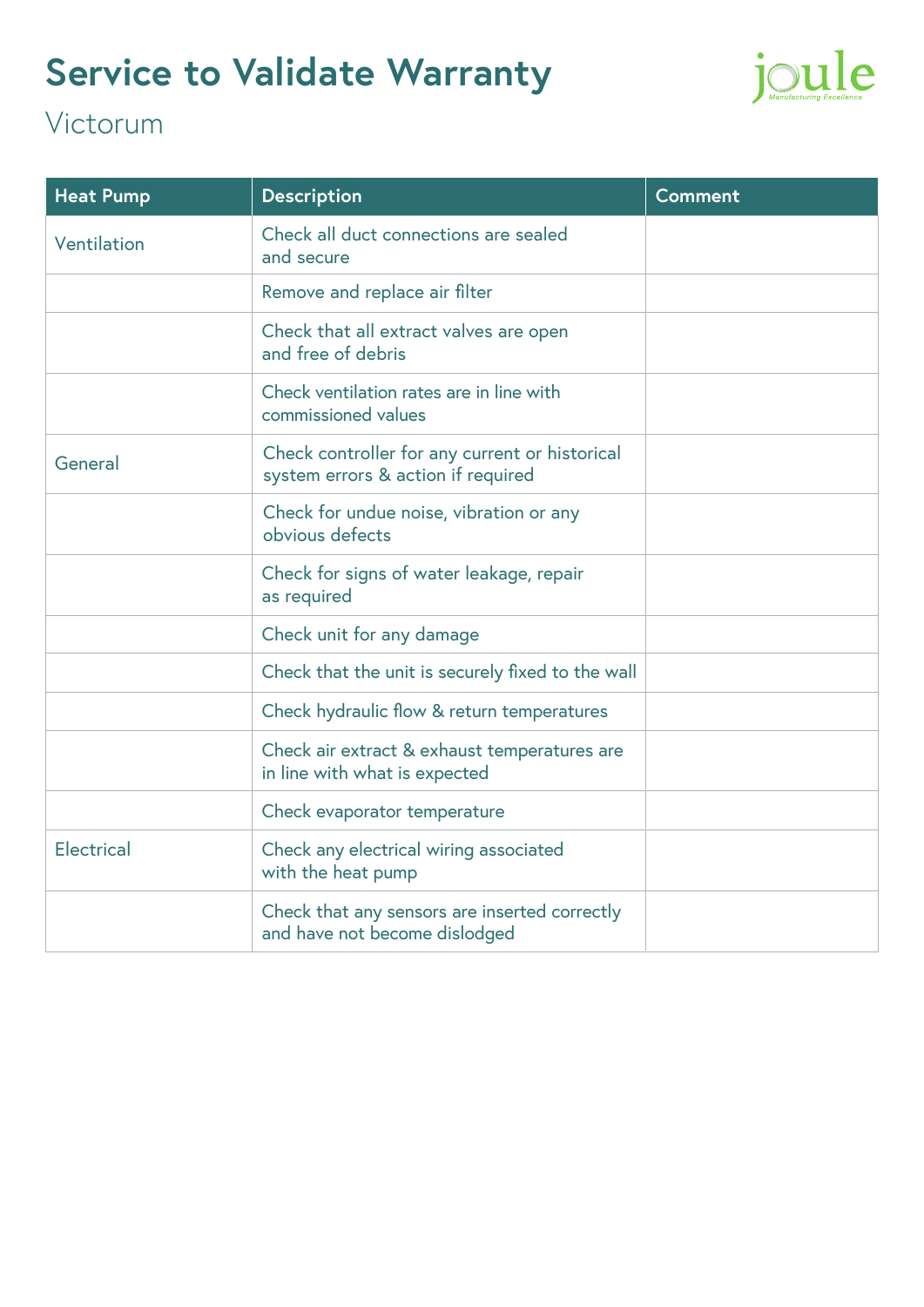# Service to Validate Warranty

Victorum

| Heat Pump | Description | Comment |
| --- | --- | --- |
| Ventilation | Check all duct connections are sealed and secure | |
| | Remove and replace air filter | |
| | Check that all extract valves are open and free of debris | |
| | Check ventilation rates are in line with commissioned values | |
| General | Check controller for any current or historical system errors & action if required | |
| | Check for undue noise, vibration or any obvious defects | |
| | Check for signs of water leakage, repair as required | |
| | Check unit for any damage | |
| | Check that the unit is securely fixed to the wall | |
| | Check hydraulic flow & return temperatures | |
| | Check air extract & exhaust temperatures are in line with what is expected | |
| | Check evaporator temperature | |
| Electrical | Check any electrical wiring associated with the heat pump | |
| | Check that any sensors are inserted correctly and have not become dislodged | |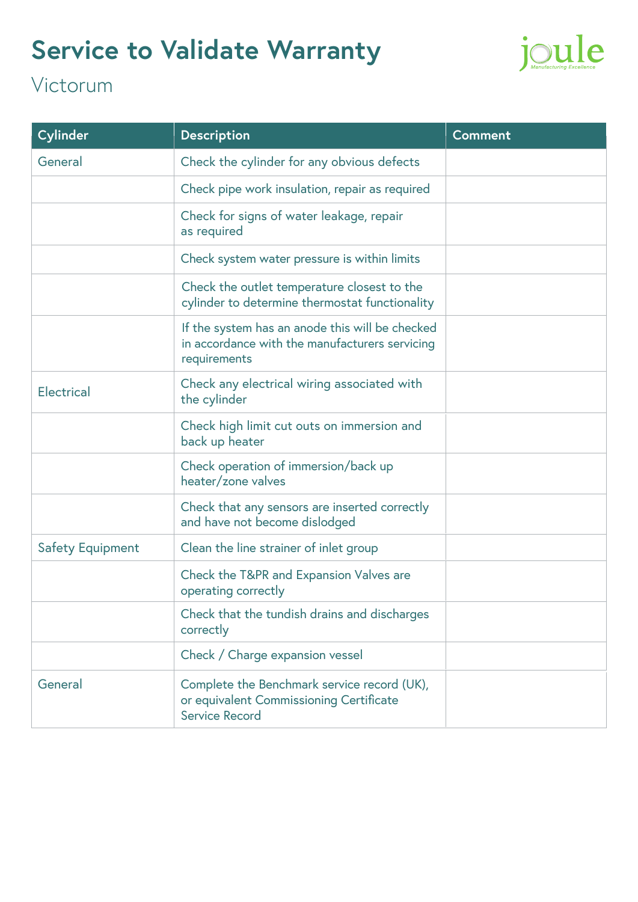# Service to Validate Warranty

Victorum

joule
Manufacturing Excellence

| Cylinder | Description | Comment |
|---|---|---|
| General | Check the cylinder for any obvious defects | |
| | Check pipe work insulation, repair as required | |
| | Check for signs of water leakage, repair as required | |
| | Check system water pressure is within limits | |
| | Check the outlet temperature closest to the cylinder to determine thermostat functionality | |
| | If the system has an anode this will be checked in accordance with the manufacturers servicing requirements | |
| Electrical | Check any electrical wiring associated with the cylinder | |
| | Check high limit cut outs on immersion and back up heater | |
| | Check operation of immersion/back up heater/zone valves | |
| | Check that any sensors are inserted correctly and have not become dislodged | |
| Safety Equipment | Clean the line strainer of inlet group | |
| | Check the T&PR and Expansion Valves are operating correctly | |
| | Check that the tundish drains and discharges correctly | |
| | Check / Charge expansion vessel | |
| General | Complete the Benchmark service record (UK), or equivalent Commissioning Certificate Service Record | |